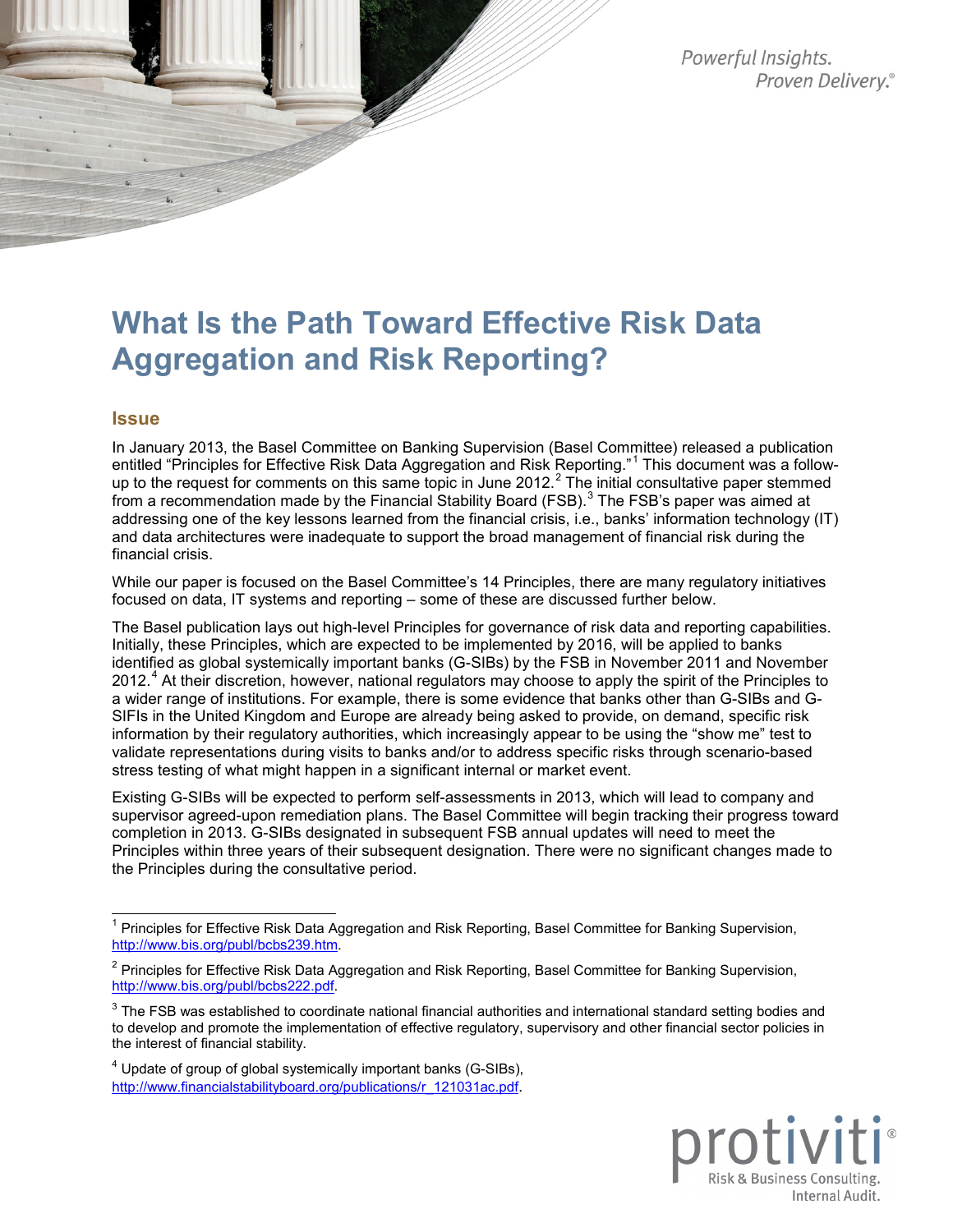# What Is the Path Toward Effective Risk Data Aggregation and Risk Reporting?

## Issue

In January 2013, the Basel Committee on Banking Supervision (Basel Committee) released a publication entitled "Principles for Effective Risk Data Aggregation and Risk Reporting."[1] This document was a follow-up to the request for comments on this same topic in June 2012.[2] The initial consultative paper stemmed from a recommendation made by the Financial Stability Board (FSB).[3] The FSB's paper was aimed at addressing one of the key lessons learned from the financial crisis, i.e., banks' information technology (IT) and data architectures were inadequate to support the broad management of financial risk during the financial crisis.

While our paper is focused on the Basel Committee's 14 Principles, there are many regulatory initiatives focused on data, IT systems and reporting – some of these are discussed further below.

The Basel publication lays out high-level Principles for governance of risk data and reporting capabilities. Initially, these Principles, which are expected to be implemented by 2016, will be applied to banks identified as global systemically important banks (G-SIBs) by the FSB in November 2011 and November 2012.[4] At their discretion, however, national regulators may choose to apply the spirit of the Principles to a wider range of institutions. For example, there is some evidence that banks other than G-SIBs and G-SIFIs in the United Kingdom and Europe are already being asked to provide, on demand, specific risk information by their regulatory authorities, which increasingly appear to be using the "show me" test to validate representations during visits to banks and/or to address specific risks through scenario-based stress testing of what might happen in a significant internal or market event.

Existing G-SIBs will be expected to perform self-assessments in 2013, which will lead to company and supervisor agreed-upon remediation plans. The Basel Committee will begin tracking their progress toward completion in 2013. G-SIBs designated in subsequent FSB annual updates will need to meet the Principles within three years of their subsequent designation. There were no significant changes made to the Principles during the consultative period.

---

[1] Principles for Effective Risk Data Aggregation and Risk Reporting, Basel Committee for Banking Supervision, http://www.bis.org/publ/bcbs239.htm.

[2] Principles for Effective Risk Data Aggregation and Risk Reporting, Basel Committee for Banking Supervision, http://www.bis.org/publ/bcbs222.pdf.

[3] The FSB was established to coordinate national financial authorities and international standard setting bodies and to develop and promote the implementation of effective regulatory, supervisory and other financial sector policies in the interest of financial stability.

[4] Update of group of global systemically important banks (G-SIBs), http://www.financialstabilityboard.org/publications/r_121031ac.pdf.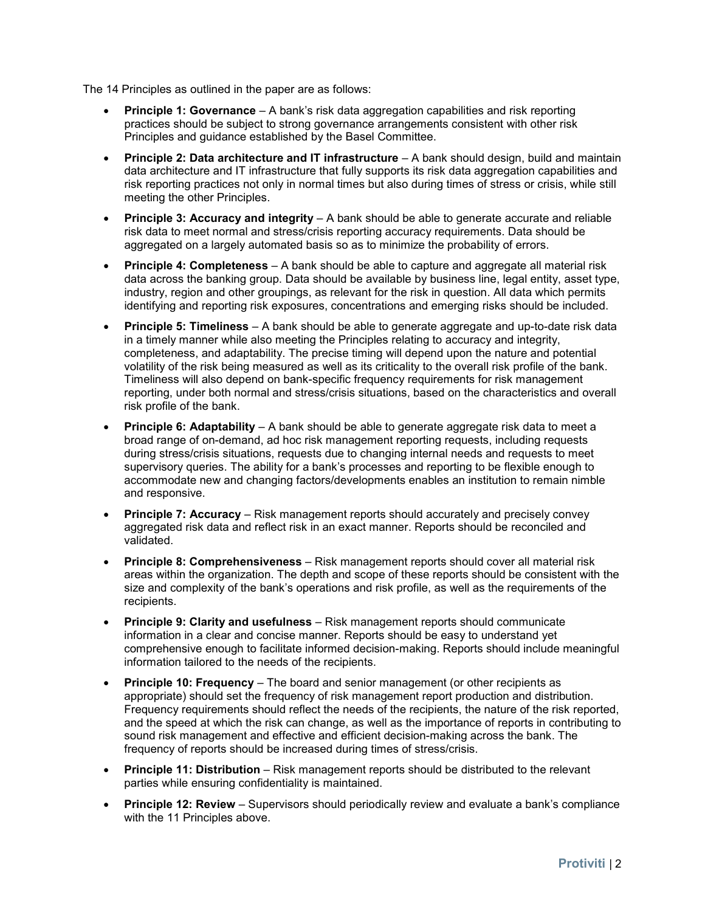The 14 Principles as outlined in the paper are as follows:

- **Principle 1: Governance** – A bank's risk data aggregation capabilities and risk reporting practices should be subject to strong governance arrangements consistent with other risk Principles and guidance established by the Basel Committee.
- **Principle 2: Data architecture and IT infrastructure** – A bank should design, build and maintain data architecture and IT infrastructure that fully supports its risk data aggregation capabilities and risk reporting practices not only in normal times but also during times of stress or crisis, while still meeting the other Principles.
- **Principle 3: Accuracy and integrity** – A bank should be able to generate accurate and reliable risk data to meet normal and stress/crisis reporting accuracy requirements. Data should be aggregated on a largely automated basis so as to minimize the probability of errors.
- **Principle 4: Completeness** – A bank should be able to capture and aggregate all material risk data across the banking group. Data should be available by business line, legal entity, asset type, industry, region and other groupings, as relevant for the risk in question. All data which permits identifying and reporting risk exposures, concentrations and emerging risks should be included.
- **Principle 5: Timeliness** – A bank should be able to generate aggregate and up-to-date risk data in a timely manner while also meeting the Principles relating to accuracy and integrity, completeness, and adaptability. The precise timing will depend upon the nature and potential volatility of the risk being measured as well as its criticality to the overall risk profile of the bank. Timeliness will also depend on bank-specific frequency requirements for risk management reporting, under both normal and stress/crisis situations, based on the characteristics and overall risk profile of the bank.
- **Principle 6: Adaptability** – A bank should be able to generate aggregate risk data to meet a broad range of on-demand, ad hoc risk management reporting requests, including requests during stress/crisis situations, requests due to changing internal needs and requests to meet supervisory queries. The ability for a bank's processes and reporting to be flexible enough to accommodate new and changing factors/developments enables an institution to remain nimble and responsive.
- **Principle 7: Accuracy** – Risk management reports should accurately and precisely convey aggregated risk data and reflect risk in an exact manner. Reports should be reconciled and validated.
- **Principle 8: Comprehensiveness** – Risk management reports should cover all material risk areas within the organization. The depth and scope of these reports should be consistent with the size and complexity of the bank's operations and risk profile, as well as the requirements of the recipients.
- **Principle 9: Clarity and usefulness** – Risk management reports should communicate information in a clear and concise manner. Reports should be easy to understand yet comprehensive enough to facilitate informed decision-making. Reports should include meaningful information tailored to the needs of the recipients.
- **Principle 10: Frequency** – The board and senior management (or other recipients as appropriate) should set the frequency of risk management report production and distribution. Frequency requirements should reflect the needs of the recipients, the nature of the risk reported, and the speed at which the risk can change, as well as the importance of reports in contributing to sound risk management and effective and efficient decision-making across the bank. The frequency of reports should be increased during times of stress/crisis.
- **Principle 11: Distribution** – Risk management reports should be distributed to the relevant parties while ensuring confidentiality is maintained.
- **Principle 12: Review** – Supervisors should periodically review and evaluate a bank's compliance with the 11 Principles above.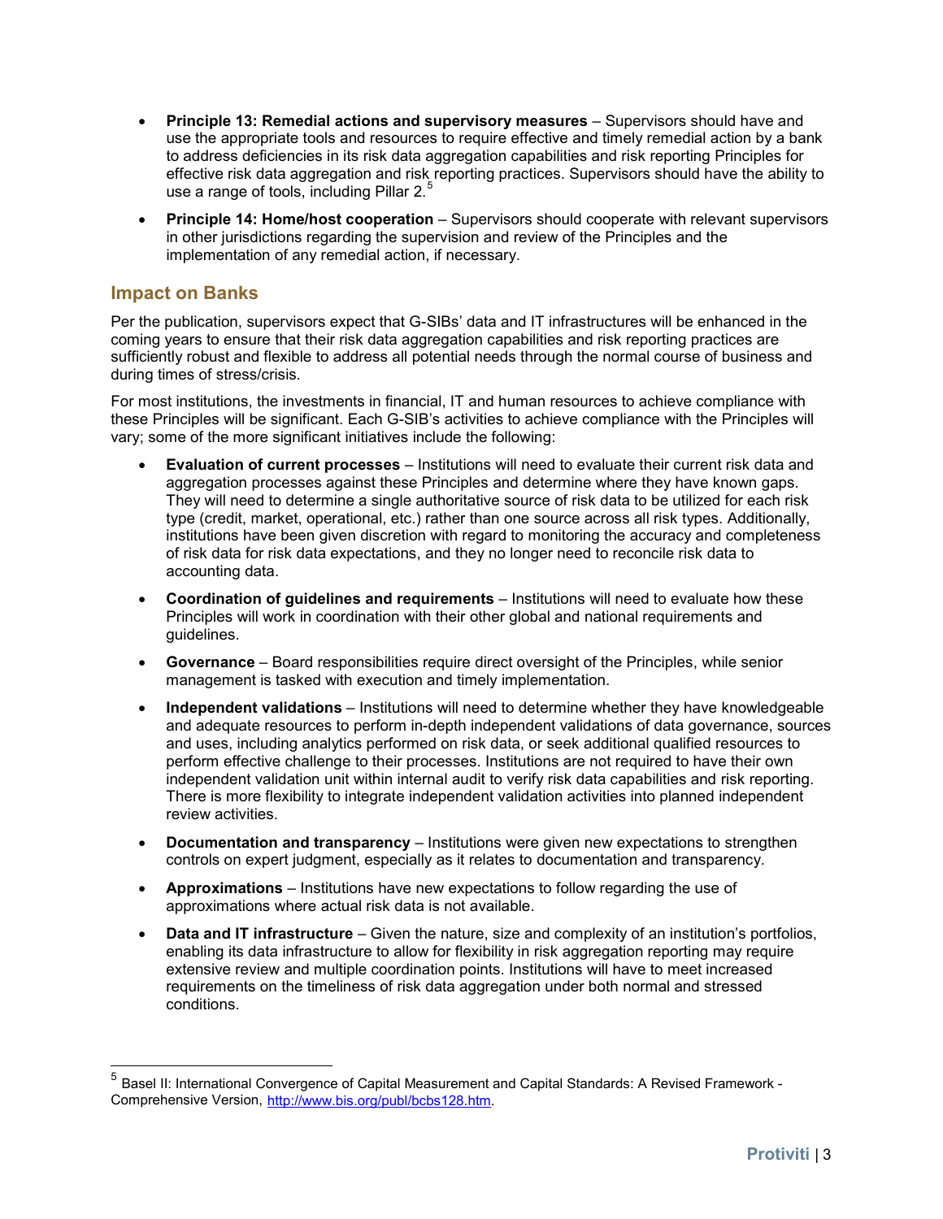- **Principle 13: Remedial actions and supervisory measures** – Supervisors should have and use the appropriate tools and resources to require effective and timely remedial action by a bank to address deficiencies in its risk data aggregation capabilities and risk reporting Principles for effective risk data aggregation and risk reporting practices. Supervisors should have the ability to use a range of tools, including Pillar 2.[5]

- **Principle 14: Home/host cooperation** – Supervisors should cooperate with relevant supervisors in other jurisdictions regarding the supervision and review of the Principles and the implementation of any remedial action, if necessary.

## Impact on Banks

Per the publication, supervisors expect that G-SIBs' data and IT infrastructures will be enhanced in the coming years to ensure that their risk data aggregation capabilities and risk reporting practices are sufficiently robust and flexible to address all potential needs through the normal course of business and during times of stress/crisis.

For most institutions, the investments in financial, IT and human resources to achieve compliance with these Principles will be significant. Each G-SIB's activities to achieve compliance with the Principles will vary; some of the more significant initiatives include the following:

- **Evaluation of current processes** – Institutions will need to evaluate their current risk data and aggregation processes against these Principles and determine where they have known gaps. They will need to determine a single authoritative source of risk data to be utilized for each risk type (credit, market, operational, etc.) rather than one source across all risk types. Additionally, institutions have been given discretion with regard to monitoring the accuracy and completeness of risk data for risk data expectations, and they no longer need to reconcile risk data to accounting data.

- **Coordination of guidelines and requirements** – Institutions will need to evaluate how these Principles will work in coordination with their other global and national requirements and guidelines.

- **Governance** – Board responsibilities require direct oversight of the Principles, while senior management is tasked with execution and timely implementation.

- **Independent validations** – Institutions will need to determine whether they have knowledgeable and adequate resources to perform in-depth independent validations of data governance, sources and uses, including analytics performed on risk data, or seek additional qualified resources to perform effective challenge to their processes. Institutions are not required to have their own independent validation unit within internal audit to verify risk data capabilities and risk reporting. There is more flexibility to integrate independent validation activities into planned independent review activities.

- **Documentation and transparency** – Institutions were given new expectations to strengthen controls on expert judgment, especially as it relates to documentation and transparency.

- **Approximations** – Institutions have new expectations to follow regarding the use of approximations where actual risk data is not available.

- **Data and IT infrastructure** – Given the nature, size and complexity of an institution's portfolios, enabling its data infrastructure to allow for flexibility in risk aggregation reporting may require extensive review and multiple coordination points. Institutions will have to meet increased requirements on the timeliness of risk data aggregation under both normal and stressed conditions.

---

[5] Basel II: International Convergence of Capital Measurement and Capital Standards: A Revised Framework - Comprehensive Version, http://www.bis.org/publ/bcbs128.htm.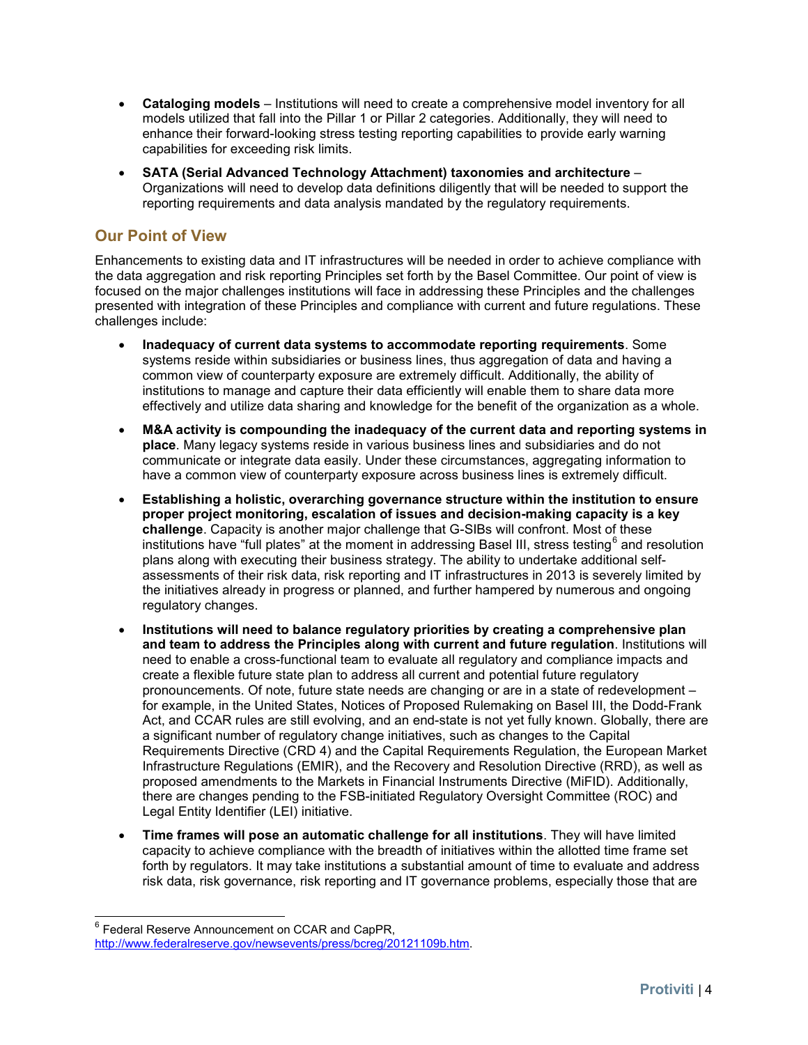- **Cataloging models** – Institutions will need to create a comprehensive model inventory for all models utilized that fall into the Pillar 1 or Pillar 2 categories. Additionally, they will need to enhance their forward-looking stress testing reporting capabilities to provide early warning capabilities for exceeding risk limits.
- **SATA (Serial Advanced Technology Attachment) taxonomies and architecture** – Organizations will need to develop data definitions diligently that will be needed to support the reporting requirements and data analysis mandated by the regulatory requirements.

## Our Point of View

Enhancements to existing data and IT infrastructures will be needed in order to achieve compliance with the data aggregation and risk reporting Principles set forth by the Basel Committee. Our point of view is focused on the major challenges institutions will face in addressing these Principles and the challenges presented with integration of these Principles and compliance with current and future regulations. These challenges include:

- **Inadequacy of current data systems to accommodate reporting requirements**. Some systems reside within subsidiaries or business lines, thus aggregation of data and having a common view of counterparty exposure are extremely difficult. Additionally, the ability of institutions to manage and capture their data efficiently will enable them to share data more effectively and utilize data sharing and knowledge for the benefit of the organization as a whole.
- **M&A activity is compounding the inadequacy of the current data and reporting systems in place**. Many legacy systems reside in various business lines and subsidiaries and do not communicate or integrate data easily. Under these circumstances, aggregating information to have a common view of counterparty exposure across business lines is extremely difficult.
- **Establishing a holistic, overarching governance structure within the institution to ensure proper project monitoring, escalation of issues and decision-making capacity is a key challenge**. Capacity is another major challenge that G-SIBs will confront. Most of these institutions have "full plates" at the moment in addressing Basel III, stress testing[6] and resolution plans along with executing their business strategy. The ability to undertake additional self-assessments of their risk data, risk reporting and IT infrastructures in 2013 is severely limited by the initiatives already in progress or planned, and further hampered by numerous and ongoing regulatory changes.
- **Institutions will need to balance regulatory priorities by creating a comprehensive plan and team to address the Principles along with current and future regulation**. Institutions will need to enable a cross-functional team to evaluate all regulatory and compliance impacts and create a flexible future state plan to address all current and potential future regulatory pronouncements. Of note, future state needs are changing or are in a state of redevelopment – for example, in the United States, Notices of Proposed Rulemaking on Basel III, the Dodd-Frank Act, and CCAR rules are still evolving, and an end-state is not yet fully known. Globally, there are a significant number of regulatory change initiatives, such as changes to the Capital Requirements Directive (CRD 4) and the Capital Requirements Regulation, the European Market Infrastructure Regulations (EMIR), and the Recovery and Resolution Directive (RRD), as well as proposed amendments to the Markets in Financial Instruments Directive (MiFID). Additionally, there are changes pending to the FSB-initiated Regulatory Oversight Committee (ROC) and Legal Entity Identifier (LEI) initiative.
- **Time frames will pose an automatic challenge for all institutions**. They will have limited capacity to achieve compliance with the breadth of initiatives within the allotted time frame set forth by regulators. It may take institutions a substantial amount of time to evaluate and address risk data, risk governance, risk reporting and IT governance problems, especially those that are

[6] Federal Reserve Announcement on CCAR and CapPR, http://www.federalreserve.gov/newsevents/press/bcreg/20121109b.htm.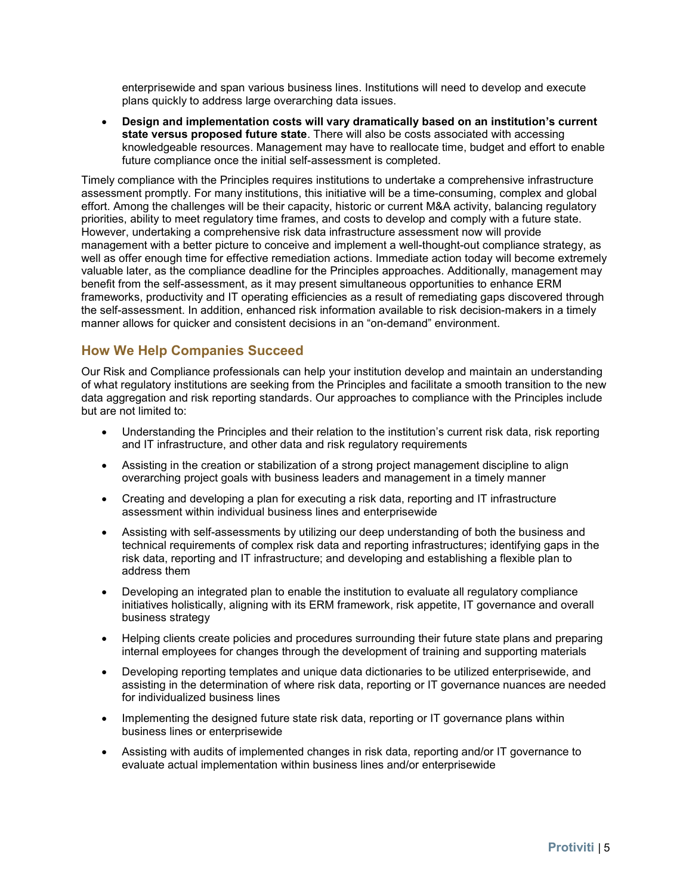enterprisewide and span various business lines. Institutions will need to develop and execute plans quickly to address large overarching data issues.

- **Design and implementation costs will vary dramatically based on an institution's current state versus proposed future state**. There will also be costs associated with accessing knowledgeable resources. Management may have to reallocate time, budget and effort to enable future compliance once the initial self-assessment is completed.

Timely compliance with the Principles requires institutions to undertake a comprehensive infrastructure assessment promptly. For many institutions, this initiative will be a time-consuming, complex and global effort. Among the challenges will be their capacity, historic or current M&A activity, balancing regulatory priorities, ability to meet regulatory time frames, and costs to develop and comply with a future state. However, undertaking a comprehensive risk data infrastructure assessment now will provide management with a better picture to conceive and implement a well-thought-out compliance strategy, as well as offer enough time for effective remediation actions. Immediate action today will become extremely valuable later, as the compliance deadline for the Principles approaches. Additionally, management may benefit from the self-assessment, as it may present simultaneous opportunities to enhance ERM frameworks, productivity and IT operating efficiencies as a result of remediating gaps discovered through the self-assessment. In addition, enhanced risk information available to risk decision-makers in a timely manner allows for quicker and consistent decisions in an "on-demand" environment.

## How We Help Companies Succeed

Our Risk and Compliance professionals can help your institution develop and maintain an understanding of what regulatory institutions are seeking from the Principles and facilitate a smooth transition to the new data aggregation and risk reporting standards. Our approaches to compliance with the Principles include but are not limited to:

- Understanding the Principles and their relation to the institution's current risk data, risk reporting and IT infrastructure, and other data and risk regulatory requirements
- Assisting in the creation or stabilization of a strong project management discipline to align overarching project goals with business leaders and management in a timely manner
- Creating and developing a plan for executing a risk data, reporting and IT infrastructure assessment within individual business lines and enterprisewide
- Assisting with self-assessments by utilizing our deep understanding of both the business and technical requirements of complex risk data and reporting infrastructures; identifying gaps in the risk data, reporting and IT infrastructure; and developing and establishing a flexible plan to address them
- Developing an integrated plan to enable the institution to evaluate all regulatory compliance initiatives holistically, aligning with its ERM framework, risk appetite, IT governance and overall business strategy
- Helping clients create policies and procedures surrounding their future state plans and preparing internal employees for changes through the development of training and supporting materials
- Developing reporting templates and unique data dictionaries to be utilized enterprisewide, and assisting in the determination of where risk data, reporting or IT governance nuances are needed for individualized business lines
- Implementing the designed future state risk data, reporting or IT governance plans within business lines or enterprisewide
- Assisting with audits of implemented changes in risk data, reporting and/or IT governance to evaluate actual implementation within business lines and/or enterprisewide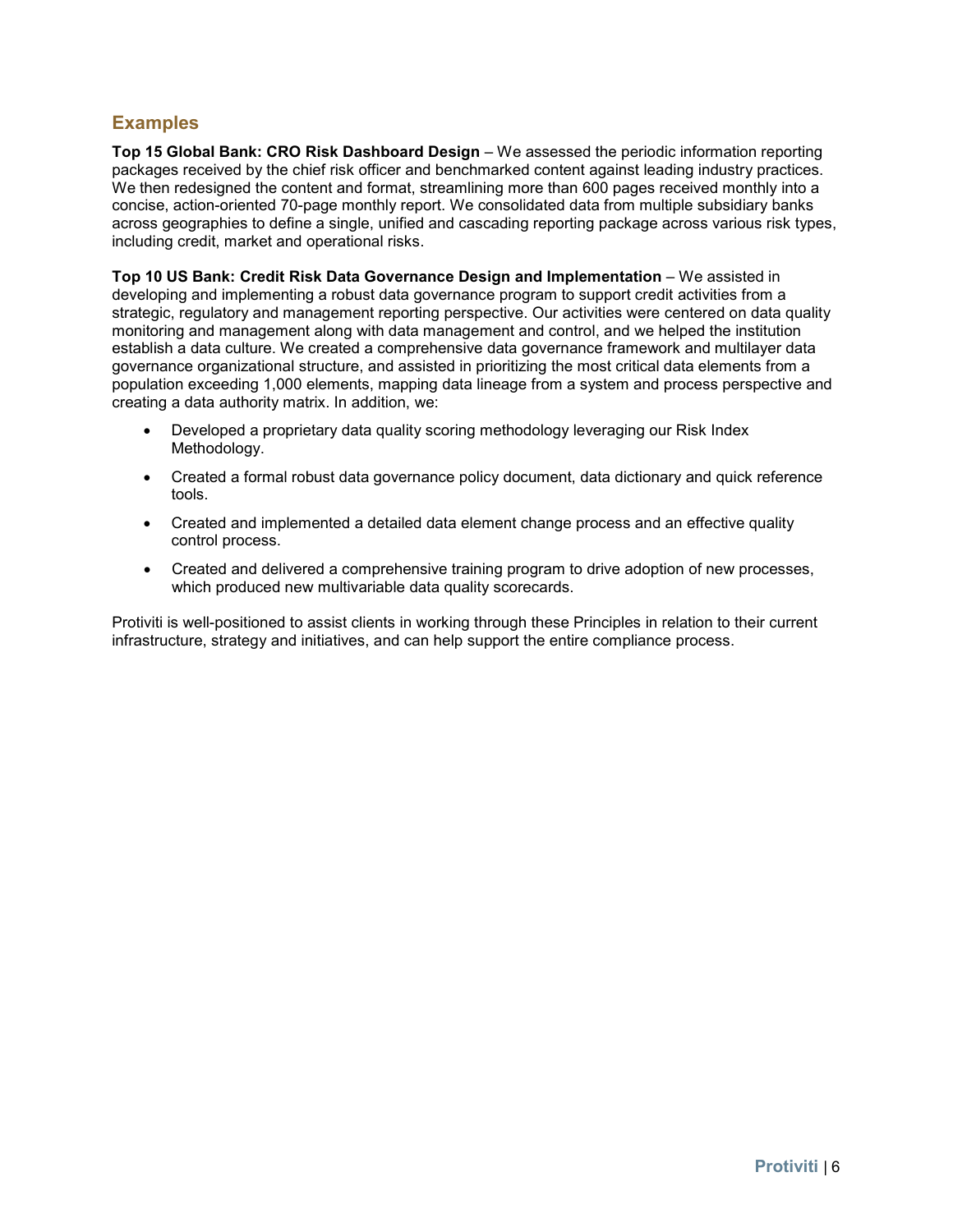## Examples

**Top 15 Global Bank: CRO Risk Dashboard Design** – We assessed the periodic information reporting packages received by the chief risk officer and benchmarked content against leading industry practices. We then redesigned the content and format, streamlining more than 600 pages received monthly into a concise, action-oriented 70-page monthly report. We consolidated data from multiple subsidiary banks across geographies to define a single, unified and cascading reporting package across various risk types, including credit, market and operational risks.

**Top 10 US Bank: Credit Risk Data Governance Design and Implementation** – We assisted in developing and implementing a robust data governance program to support credit activities from a strategic, regulatory and management reporting perspective. Our activities were centered on data quality monitoring and management along with data management and control, and we helped the institution establish a data culture. We created a comprehensive data governance framework and multilayer data governance organizational structure, and assisted in prioritizing the most critical data elements from a population exceeding 1,000 elements, mapping data lineage from a system and process perspective and creating a data authority matrix. In addition, we:

- Developed a proprietary data quality scoring methodology leveraging our Risk Index Methodology.
- Created a formal robust data governance policy document, data dictionary and quick reference tools.
- Created and implemented a detailed data element change process and an effective quality control process.
- Created and delivered a comprehensive training program to drive adoption of new processes, which produced new multivariable data quality scorecards.

Protiviti is well-positioned to assist clients in working through these Principles in relation to their current infrastructure, strategy and initiatives, and can help support the entire compliance process.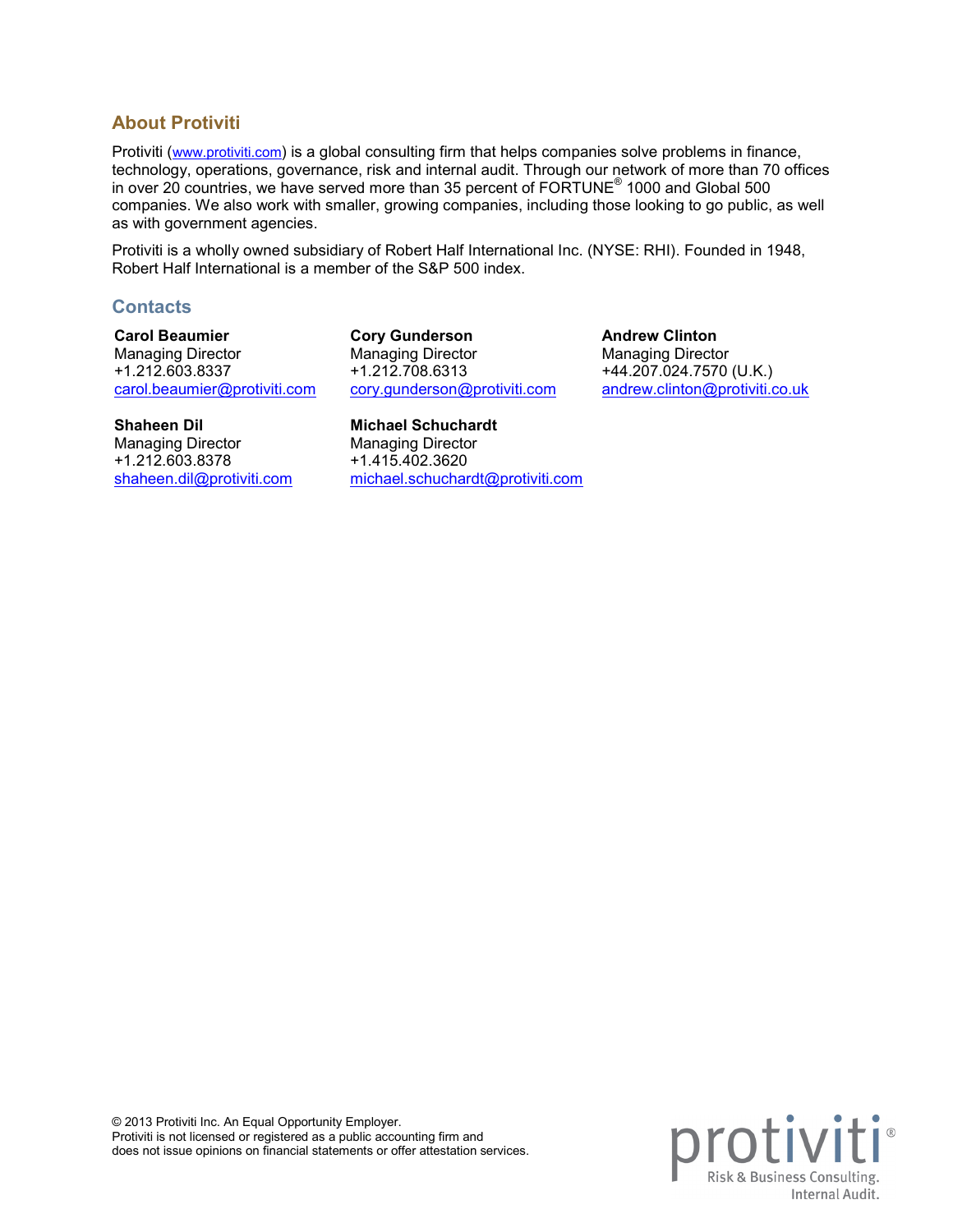## About Protiviti

Protiviti (www.protiviti.com) is a global consulting firm that helps companies solve problems in finance, technology, operations, governance, risk and internal audit. Through our network of more than 70 offices in over 20 countries, we have served more than 35 percent of FORTUNE® 1000 and Global 500 companies. We also work with smaller, growing companies, including those looking to go public, as well as with government agencies.

Protiviti is a wholly owned subsidiary of Robert Half International Inc. (NYSE: RHI). Founded in 1948, Robert Half International is a member of the S&P 500 index.

## Contacts

**Carol Beaumier**
Managing Director
+1.212.603.8337
carol.beaumier@protiviti.com

**Cory Gunderson**
Managing Director
+1.212.708.6313
cory.gunderson@protiviti.com

**Andrew Clinton**
Managing Director
+44.207.024.7570 (U.K.)
andrew.clinton@protiviti.co.uk

**Shaheen Dil**
Managing Director
+1.212.603.8378
shaheen.dil@protiviti.com

**Michael Schuchardt**
Managing Director
+1.415.402.3620
michael.schuchardt@protiviti.com

© 2013 Protiviti Inc. An Equal Opportunity Employer.
Protiviti is not licensed or registered as a public accounting firm and does not issue opinions on financial statements or offer attestation services.

protiviti® Risk & Business Consulting. Internal Audit.